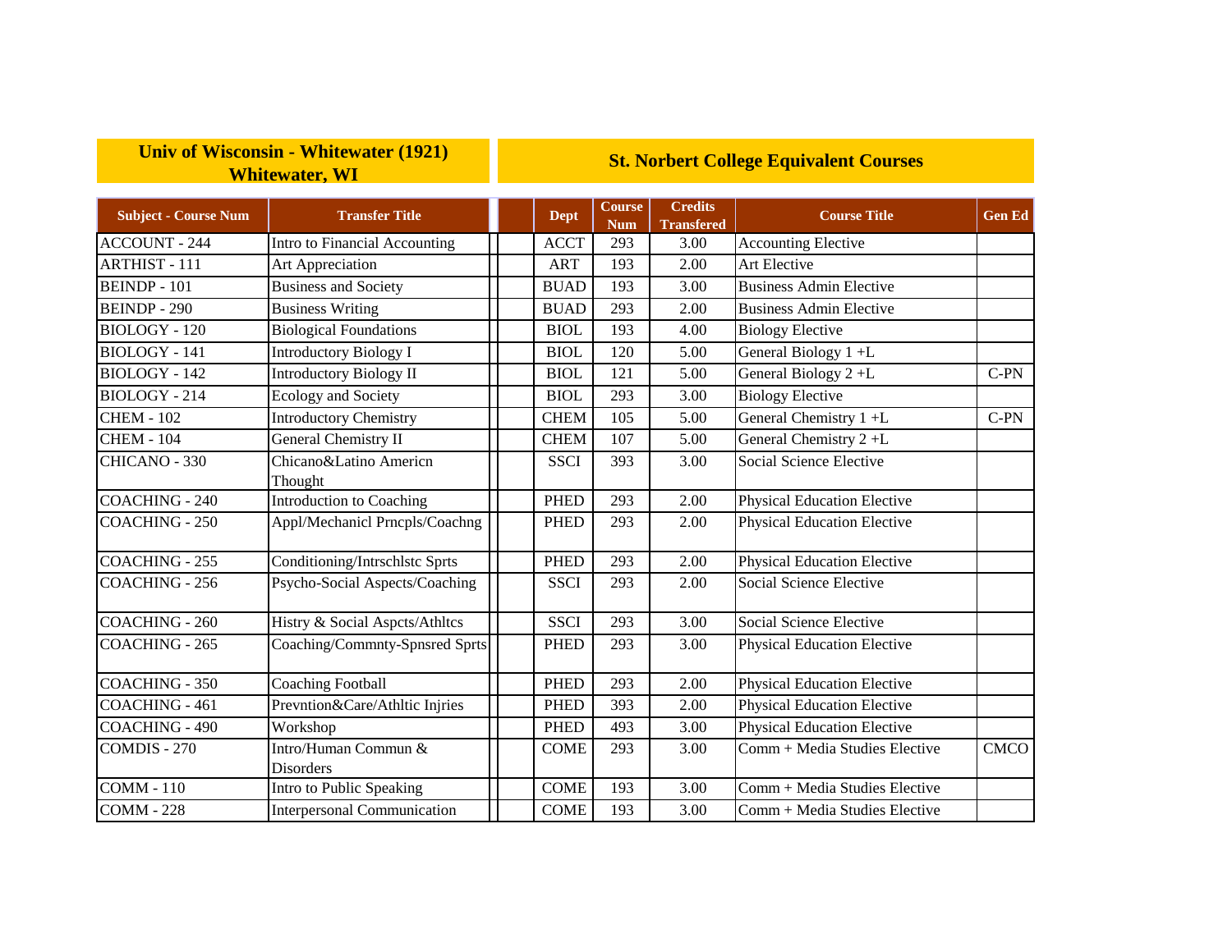| Univ of Wisconsin - Whitewater (1921) Whitewater, WI | | St. Norbert College Equivalent Courses | | | | |
|---|---|---|---|---|---|---|
| **Subject - Course Num** | **Transfer Title** | **Dept** | **Course Num** | **Credits Transfered** | **Course Title** | **Gen Ed** |
| ACCOUNT - 244 | Intro to Financial Accounting | ACCT | 293 | 3.00 | Accounting Elective | |
| ARTHIST - 111 | Art Appreciation | ART | 193 | 2.00 | Art Elective | |
| BEINDP - 101 | Business and Society | BUAD | 193 | 3.00 | Business Admin Elective | |
| BEINDP - 290 | Business Writing | BUAD | 293 | 2.00 | Business Admin Elective | |
| BIOLOGY - 120 | Biological Foundations | BIOL | 193 | 4.00 | Biology Elective | |
| BIOLOGY - 141 | Introductory Biology I | BIOL | 120 | 5.00 | General Biology 1 +L | |
| BIOLOGY - 142 | Introductory Biology II | BIOL | 121 | 5.00 | General Biology 2 +L | C-PN |
| BIOLOGY - 214 | Ecology and Society | BIOL | 293 | 3.00 | Biology Elective | |
| CHEM - 102 | Introductory Chemistry | CHEM | 105 | 5.00 | General Chemistry 1 +L | C-PN |
| CHEM - 104 | General Chemistry II | CHEM | 107 | 5.00 | General Chemistry 2 +L | |
| CHICANO - 330 | Chicano&Latino Americn Thought | SSCI | 393 | 3.00 | Social Science Elective | |
| COACHING - 240 | Introduction to Coaching | PHED | 293 | 2.00 | Physical Education Elective | |
| COACHING - 250 | Appl/Mechanicl Prncpls/Coachng | PHED | 293 | 2.00 | Physical Education Elective | |
| COACHING - 255 | Conditioning/Intrschlstc Sprts | PHED | 293 | 2.00 | Physical Education Elective | |
| COACHING - 256 | Psycho-Social Aspects/Coaching | SSCI | 293 | 2.00 | Social Science Elective | |
| COACHING - 260 | Histry & Social Aspcts/Athltcs | SSCI | 293 | 3.00 | Social Science Elective | |
| COACHING - 265 | Coaching/Commnty-Spnsred Sprts | PHED | 293 | 3.00 | Physical Education Elective | |
| COACHING - 350 | Coaching Football | PHED | 293 | 2.00 | Physical Education Elective | |
| COACHING - 461 | Prevntion&Care/Athltic Injries | PHED | 393 | 2.00 | Physical Education Elective | |
| COACHING - 490 | Workshop | PHED | 493 | 3.00 | Physical Education Elective | |
| COMDIS - 270 | Intro/Human Commun & Disorders | COME | 293 | 3.00 | Comm + Media Studies Elective | CMCO |
| COMM - 110 | Intro to Public Speaking | COME | 193 | 3.00 | Comm + Media Studies Elective | |
| COMM - 228 | Interpersonal Communication | COME | 193 | 3.00 | Comm + Media Studies Elective | |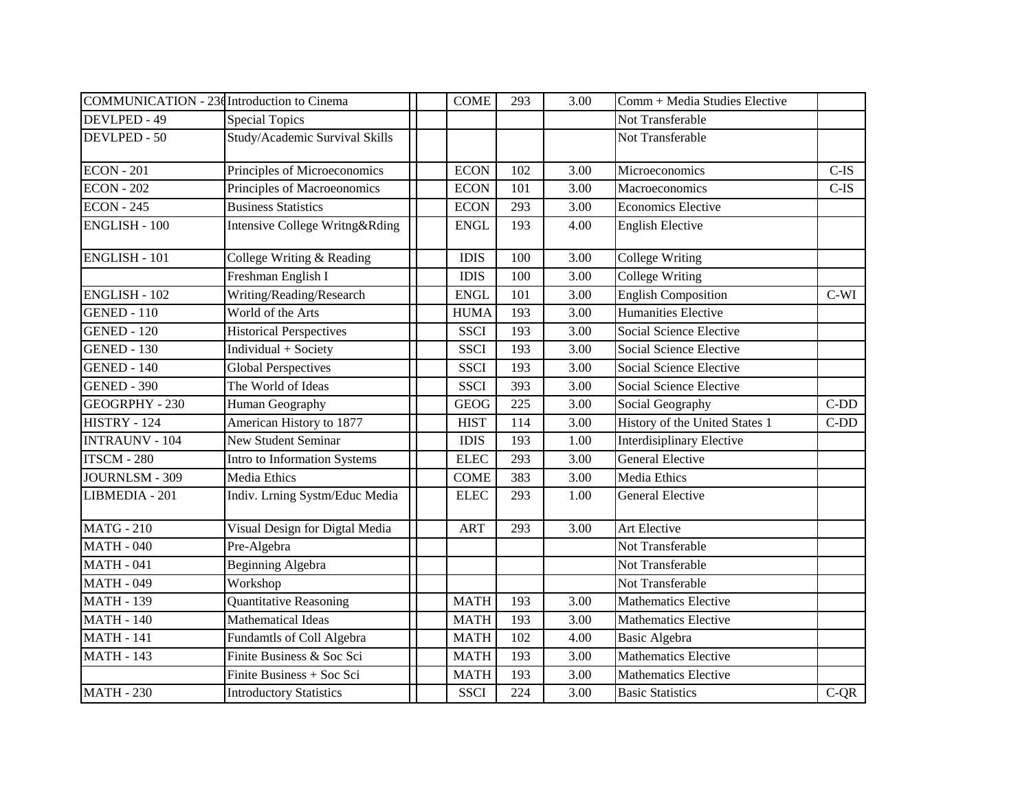| COMMUNICATION - 230 | Introduction to Cinema | | | COME | 293 | 3.00 | Comm + Media Studies Elective | |
|---|---|---|---|---|---|---|---|---|
| DEVLPED - 49 | Special Topics | | | | | | Not Transferable | |
| DEVLPED - 50 | Study/Academic Survival Skills | | | | | | Not Transferable | |
| ECON - 201 | Principles of Microeconomics | | | ECON | 102 | 3.00 | Microeconomics | C-IS |
| ECON - 202 | Principles of Macroeconomics | | | ECON | 101 | 3.00 | Macroeconomics | C-IS |
| ECON - 245 | Business Statistics | | | ECON | 293 | 3.00 | Economics Elective | |
| ENGLISH - 100 | Intensive College Writng&Rding | | | ENGL | 193 | 4.00 | English Elective | |
| ENGLISH - 101 | College Writing & Reading | | | IDIS | 100 | 3.00 | College Writing | |
| | Freshman English I | | | IDIS | 100 | 3.00 | College Writing | |
| ENGLISH - 102 | Writing/Reading/Research | | | ENGL | 101 | 3.00 | English Composition | C-WI |
| GENED - 110 | World of the Arts | | | HUMA | 193 | 3.00 | Humanities Elective | |
| GENED - 120 | Historical Perspectives | | | SSCI | 193 | 3.00 | Social Science Elective | |
| GENED - 130 | Individual + Society | | | SSCI | 193 | 3.00 | Social Science Elective | |
| GENED - 140 | Global Perspectives | | | SSCI | 193 | 3.00 | Social Science Elective | |
| GENED - 390 | The World of Ideas | | | SSCI | 393 | 3.00 | Social Science Elective | |
| GEOGRPHY - 230 | Human Geography | | | GEOG | 225 | 3.00 | Social Geography | C-DD |
| HISTRY - 124 | American History to 1877 | | | HIST | 114 | 3.00 | History of the United States 1 | C-DD |
| INTRAUNV - 104 | New Student Seminar | | | IDIS | 193 | 1.00 | Interdisiplinary Elective | |
| ITSCM - 280 | Intro to Information Systems | | | ELEC | 293 | 3.00 | General Elective | |
| JOURNLSM - 309 | Media Ethics | | | COME | 383 | 3.00 | Media Ethics | |
| LIBMEDIA - 201 | Indiv. Lrning Systm/Educ Media | | | ELEC | 293 | 1.00 | General Elective | |
| MATG - 210 | Visual Design for Digtal Media | | | ART | 293 | 3.00 | Art Elective | |
| MATH - 040 | Pre-Algebra | | | | | | Not Transferable | |
| MATH - 041 | Beginning Algebra | | | | | | Not Transferable | |
| MATH - 049 | Workshop | | | | | | Not Transferable | |
| MATH - 139 | Quantitative Reasoning | | | MATH | 193 | 3.00 | Mathematics Elective | |
| MATH - 140 | Mathematical Ideas | | | MATH | 193 | 3.00 | Mathematics Elective | |
| MATH - 141 | Fundamtls of Coll Algebra | | | MATH | 102 | 4.00 | Basic Algebra | |
| MATH - 143 | Finite Business & Soc Sci | | | MATH | 193 | 3.00 | Mathematics Elective | |
| | Finite Business + Soc Sci | | | MATH | 193 | 3.00 | Mathematics Elective | |
| MATH - 230 | Introductory Statistics | | | SSCI | 224 | 3.00 | Basic Statistics | C-QR |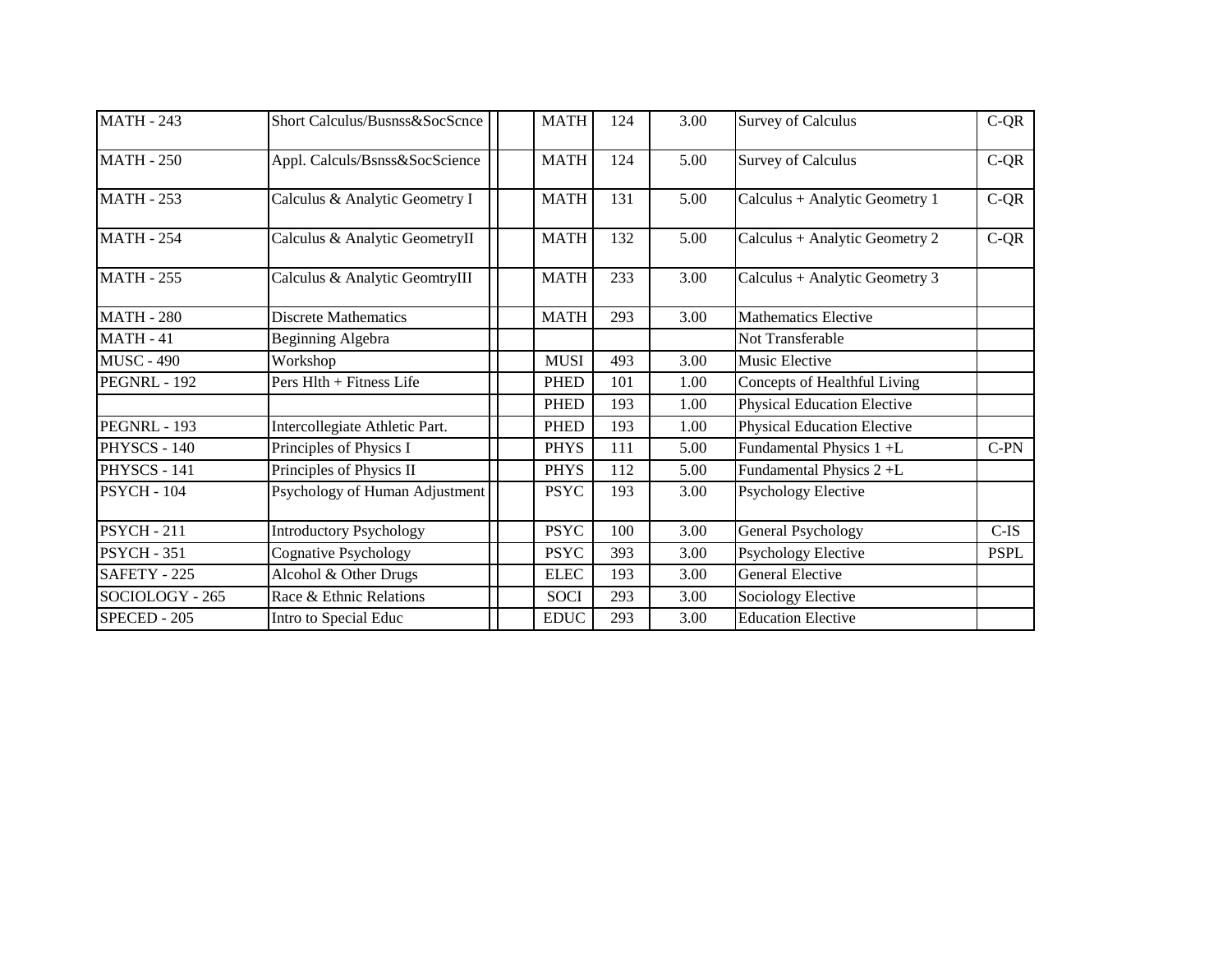| | | | | | | | | |
|---|---|---|---|---|---|---|---|---|
| MATH - 243 | Short Calculus/Busnss&SocScnce | | | MATH | 124 | 3.00 | Survey of Calculus | C-QR |
| MATH - 250 | Appl. Calculs/Bsnss&SocScience | | | MATH | 124 | 5.00 | Survey of Calculus | C-QR |
| MATH - 253 | Calculus & Analytic Geometry I | | | MATH | 131 | 5.00 | Calculus + Analytic Geometry 1 | C-QR |
| MATH - 254 | Calculus & Analytic GeometryII | | | MATH | 132 | 5.00 | Calculus + Analytic Geometry 2 | C-QR |
| MATH - 255 | Calculus & Analytic GeomtryIII | | | MATH | 233 | 3.00 | Calculus + Analytic Geometry 3 | |
| MATH - 280 | Discrete Mathematics | | | MATH | 293 | 3.00 | Mathematics Elective | |
| MATH - 41 | Beginning Algebra | | | | | | Not Transferable | |
| MUSC - 490 | Workshop | | | MUSI | 493 | 3.00 | Music Elective | |
| PEGNRL - 192 | Pers Hlth + Fitness Life | | | PHED | 101 | 1.00 | Concepts of Healthful Living | |
| | | | | PHED | 193 | 1.00 | Physical Education Elective | |
| PEGNRL - 193 | Intercollegiate Athletic Part. | | | PHED | 193 | 1.00 | Physical Education Elective | |
| PHYSCS - 140 | Principles of Physics I | | | PHYS | 111 | 5.00 | Fundamental Physics 1 +L | C-PN |
| PHYSCS - 141 | Principles of Physics II | | | PHYS | 112 | 5.00 | Fundamental Physics 2 +L | |
| PSYCH - 104 | Psychology of Human Adjustment | | | PSYC | 193 | 3.00 | Psychology Elective | |
| PSYCH - 211 | Introductory Psychology | | | PSYC | 100 | 3.00 | General Psychology | C-IS |
| PSYCH - 351 | Cognative Psychology | | | PSYC | 393 | 3.00 | Psychology Elective | PSPL |
| SAFETY - 225 | Alcohol & Other Drugs | | | ELEC | 193 | 3.00 | General Elective | |
| SOCIOLOGY - 265 | Race & Ethnic Relations | | | SOCI | 293 | 3.00 | Sociology Elective | |
| SPECED - 205 | Intro to Special Educ | | | EDUC | 293 | 3.00 | Education Elective | |